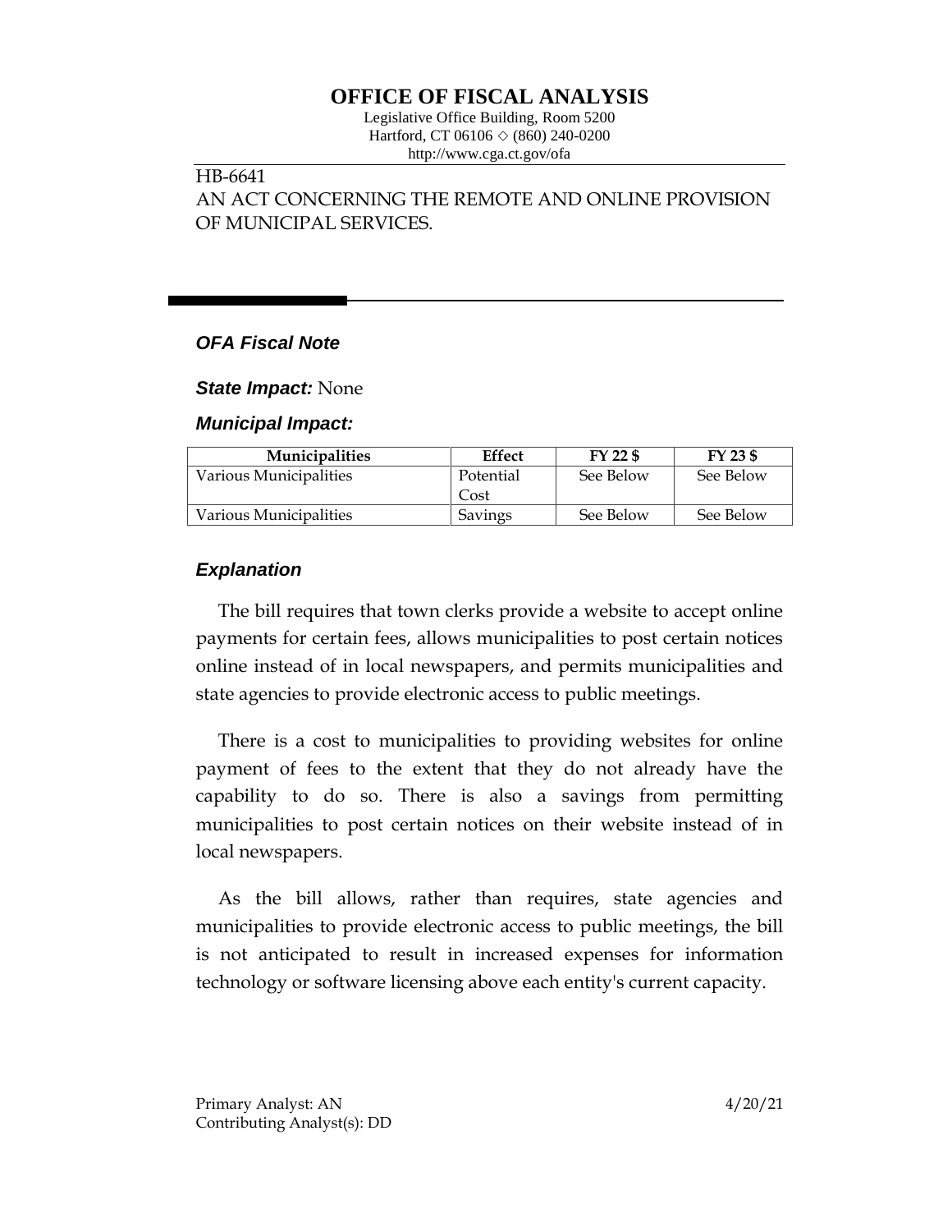# OFFICE OF FISCAL ANALYSIS

Legislative Office Building, Room 5200
Hartford, CT 06106 ◇ (860) 240-0200
http://www.cga.ct.gov/ofa

HB-6641
AN ACT CONCERNING THE REMOTE AND ONLINE PROVISION OF MUNICIPAL SERVICES.

### *OFA Fiscal Note*

***State Impact:*** None

***Municipal Impact:***

| Municipalities | Effect | FY 22 $ | FY 23 $ |
|---|---|---|---|
| Various Municipalities | Potential Cost | See Below | See Below |
| Various Municipalities | Savings | See Below | See Below |

### *Explanation*

The bill requires that town clerks provide a website to accept online payments for certain fees, allows municipalities to post certain notices online instead of in local newspapers, and permits municipalities and state agencies to provide electronic access to public meetings.

There is a cost to municipalities to providing websites for online payment of fees to the extent that they do not already have the capability to do so. There is also a savings from permitting municipalities to post certain notices on their website instead of in local newspapers.

As the bill allows, rather than requires, state agencies and municipalities to provide electronic access to public meetings, the bill is not anticipated to result in increased expenses for information technology or software licensing above each entity's current capacity.

Primary Analyst: AN
Contributing Analyst(s): DD

4/20/21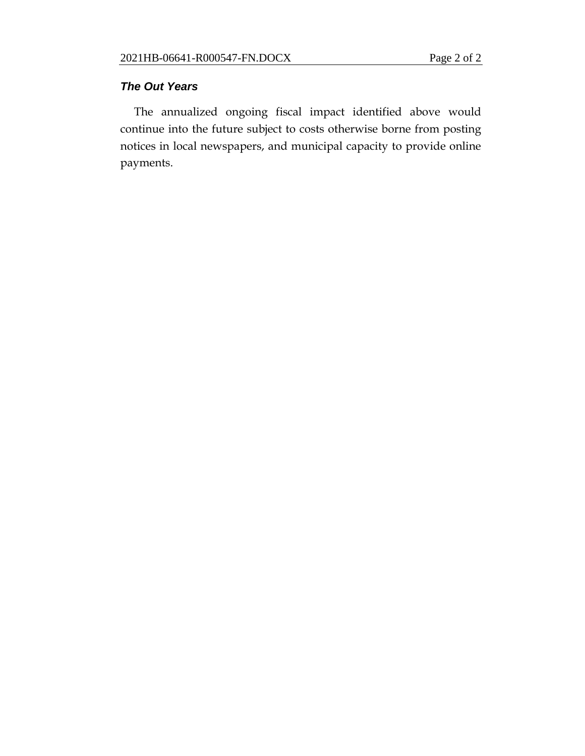### *The Out Years*

The annualized ongoing fiscal impact identified above would continue into the future subject to costs otherwise borne from posting notices in local newspapers, and municipal capacity to provide online payments.